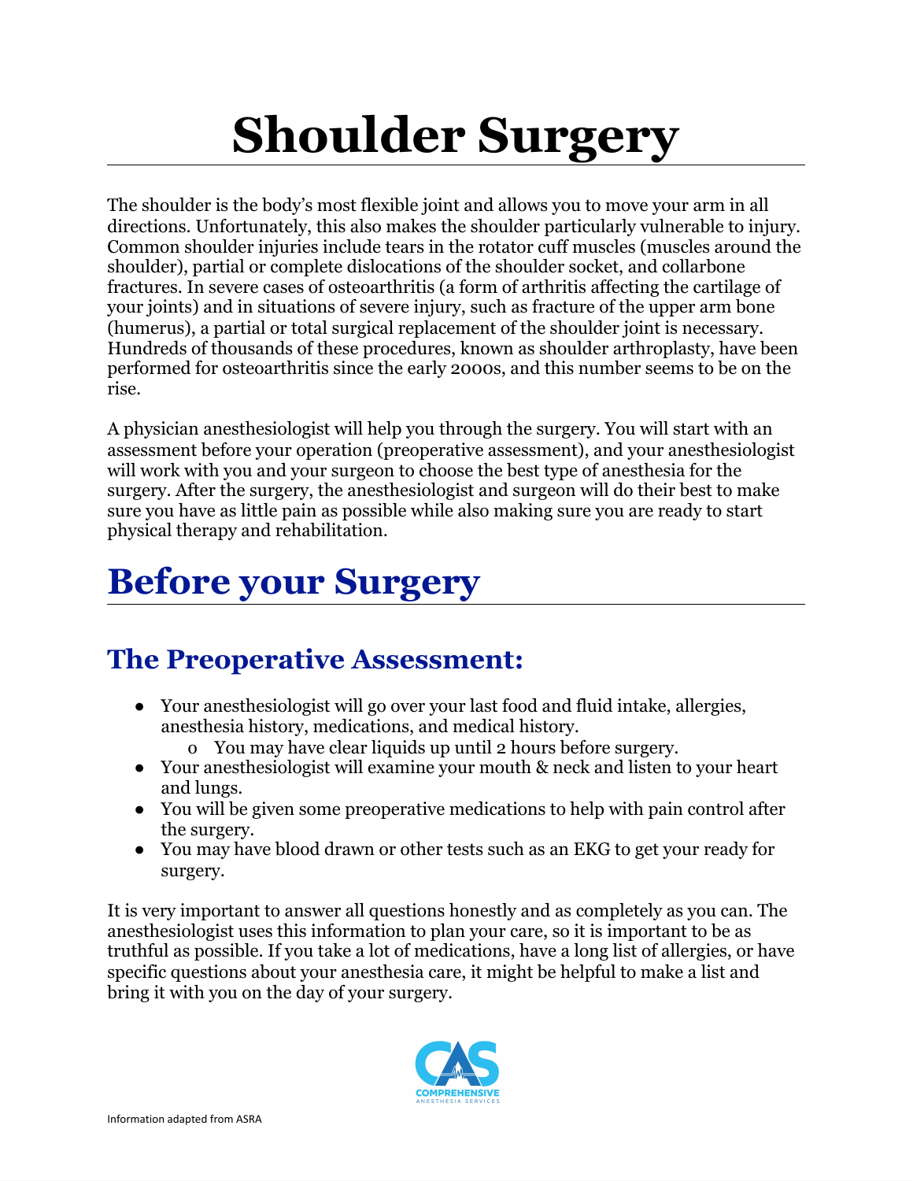# Shoulder Surgery

The shoulder is the body's most flexible joint and allows you to move your arm in all directions. Unfortunately, this also makes the shoulder particularly vulnerable to injury. Common shoulder injuries include tears in the rotator cuff muscles (muscles around the shoulder), partial or complete dislocations of the shoulder socket, and collarbone fractures. In severe cases of osteoarthritis (a form of arthritis affecting the cartilage of your joints) and in situations of severe injury, such as fracture of the upper arm bone (humerus), a partial or total surgical replacement of the shoulder joint is necessary. Hundreds of thousands of these procedures, known as shoulder arthroplasty, have been performed for osteoarthritis since the early 2000s, and this number seems to be on the rise.

A physician anesthesiologist will help you through the surgery. You will start with an assessment before your operation (preoperative assessment), and your anesthesiologist will work with you and your surgeon to choose the best type of anesthesia for the surgery. After the surgery, the anesthesiologist and surgeon will do their best to make sure you have as little pain as possible while also making sure you are ready to start physical therapy and rehabilitation.

# Before your Surgery

## The Preoperative Assessment:

- Your anesthesiologist will go over your last food and fluid intake, allergies, anesthesia history, medications, and medical history.
    - You may have clear liquids up until 2 hours before surgery.
- Your anesthesiologist will examine your mouth & neck and listen to your heart and lungs.
- You will be given some preoperative medications to help with pain control after the surgery.
- You may have blood drawn or other tests such as an EKG to get your ready for surgery.

It is very important to answer all questions honestly and as completely as you can. The anesthesiologist uses this information to plan your care, so it is important to be as truthful as possible. If you take a lot of medications, have a long list of allergies, or have specific questions about your anesthesia care, it might be helpful to make a list and bring it with you on the day of your surgery.

CAS COMPREHENSIVE ANESTHESIA SERVICES

Information adapted from ASRA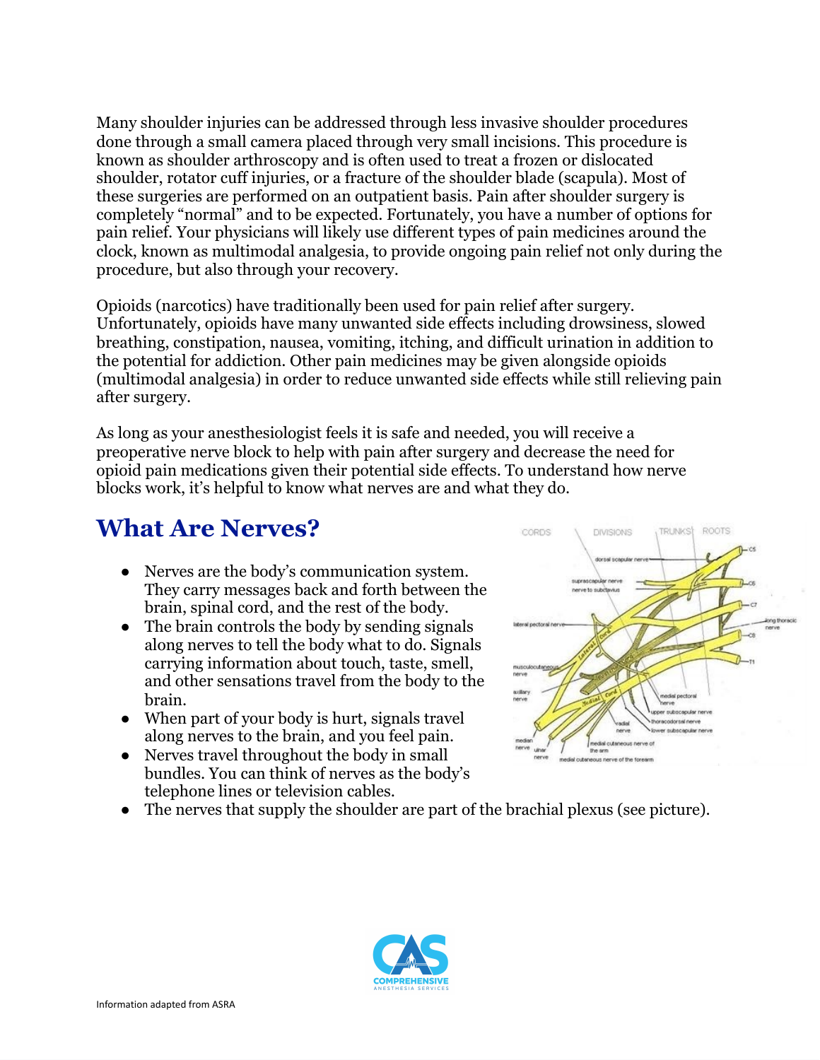Many shoulder injuries can be addressed through less invasive shoulder procedures done through a small camera placed through very small incisions. This procedure is known as shoulder arthroscopy and is often used to treat a frozen or dislocated shoulder, rotator cuff injuries, or a fracture of the shoulder blade (scapula). Most of these surgeries are performed on an outpatient basis. Pain after shoulder surgery is completely "normal" and to be expected. Fortunately, you have a number of options for pain relief. Your physicians will likely use different types of pain medicines around the clock, known as multimodal analgesia, to provide ongoing pain relief not only during the procedure, but also through your recovery.

Opioids (narcotics) have traditionally been used for pain relief after surgery. Unfortunately, opioids have many unwanted side effects including drowsiness, slowed breathing, constipation, nausea, vomiting, itching, and difficult urination in addition to the potential for addiction. Other pain medicines may be given alongside opioids (multimodal analgesia) in order to reduce unwanted side effects while still relieving pain after surgery.

As long as your anesthesiologist feels it is safe and needed, you will receive a preoperative nerve block to help with pain after surgery and decrease the need for opioid pain medications given their potential side effects. To understand how nerve blocks work, it's helpful to know what nerves are and what they do.

## What Are Nerves?

- Nerves are the body's communication system. They carry messages back and forth between the brain, spinal cord, and the rest of the body.
- The brain controls the body by sending signals along nerves to tell the body what to do. Signals carrying information about touch, taste, smell, and other sensations travel from the body to the brain.
- When part of your body is hurt, signals travel along nerves to the brain, and you feel pain.
- Nerves travel throughout the body in small bundles. You can think of nerves as the body's telephone lines or television cables.
- The nerves that supply the shoulder are part of the brachial plexus (see picture).

Information adapted from ASRA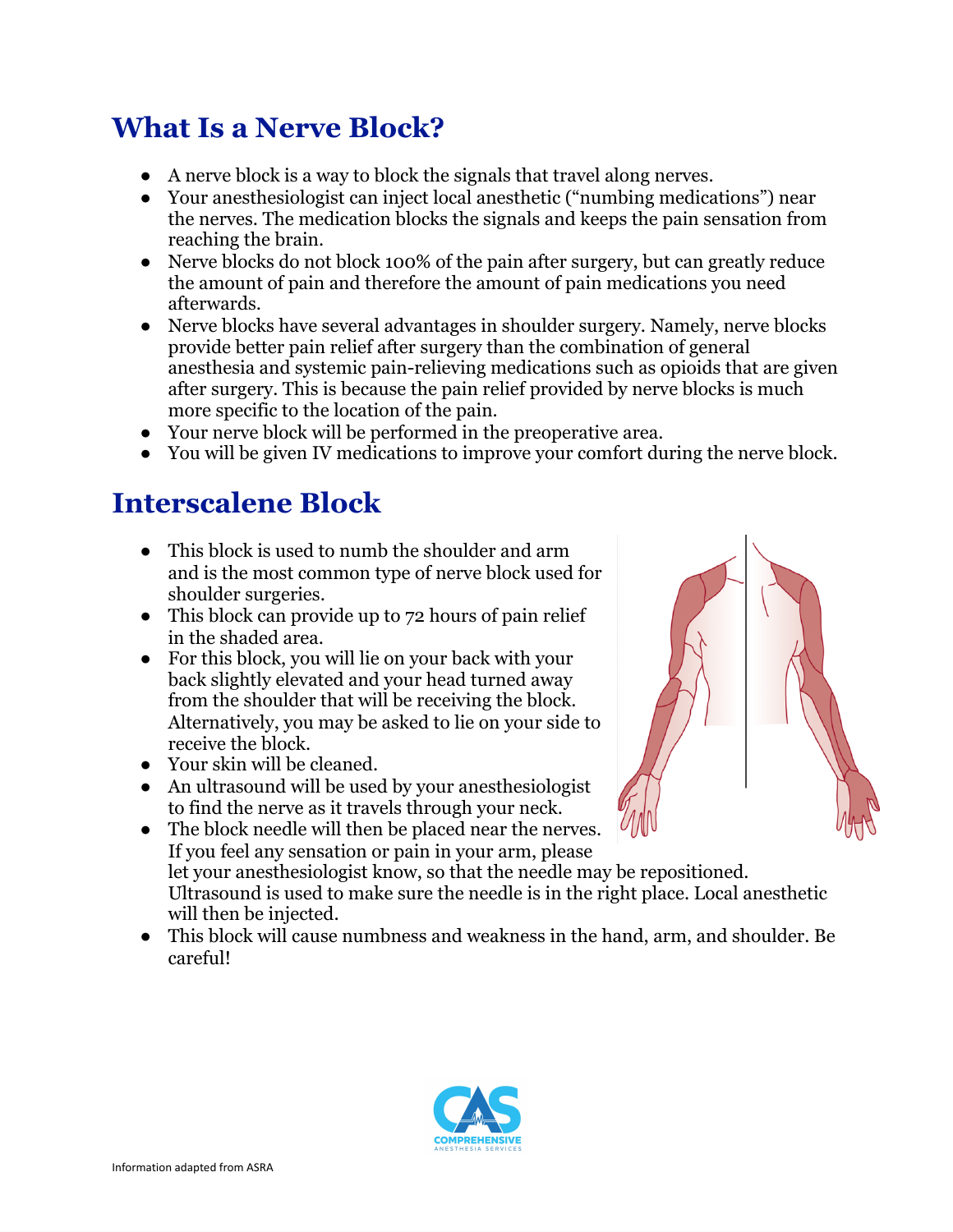# What Is a Nerve Block?

- A nerve block is a way to block the signals that travel along nerves.
- Your anesthesiologist can inject local anesthetic ("numbing medications") near the nerves. The medication blocks the signals and keeps the pain sensation from reaching the brain.
- Nerve blocks do not block 100% of the pain after surgery, but can greatly reduce the amount of pain and therefore the amount of pain medications you need afterwards.
- Nerve blocks have several advantages in shoulder surgery. Namely, nerve blocks provide better pain relief after surgery than the combination of general anesthesia and systemic pain-relieving medications such as opioids that are given after surgery. This is because the pain relief provided by nerve blocks is much more specific to the location of the pain.
- Your nerve block will be performed in the preoperative area.
- You will be given IV medications to improve your comfort during the nerve block.

# Interscalene Block

- This block is used to numb the shoulder and arm and is the most common type of nerve block used for shoulder surgeries.
- This block can provide up to 72 hours of pain relief in the shaded area.
- For this block, you will lie on your back with your back slightly elevated and your head turned away from the shoulder that will be receiving the block. Alternatively, you may be asked to lie on your side to receive the block.
- Your skin will be cleaned.
- An ultrasound will be used by your anesthesiologist to find the nerve as it travels through your neck.
- The block needle will then be placed near the nerves. If you feel any sensation or pain in your arm, please let your anesthesiologist know, so that the needle may be repositioned. Ultrasound is used to make sure the needle is in the right place. Local anesthetic will then be injected.
- This block will cause numbness and weakness in the hand, arm, and shoulder. Be careful!

Information adapted from ASRA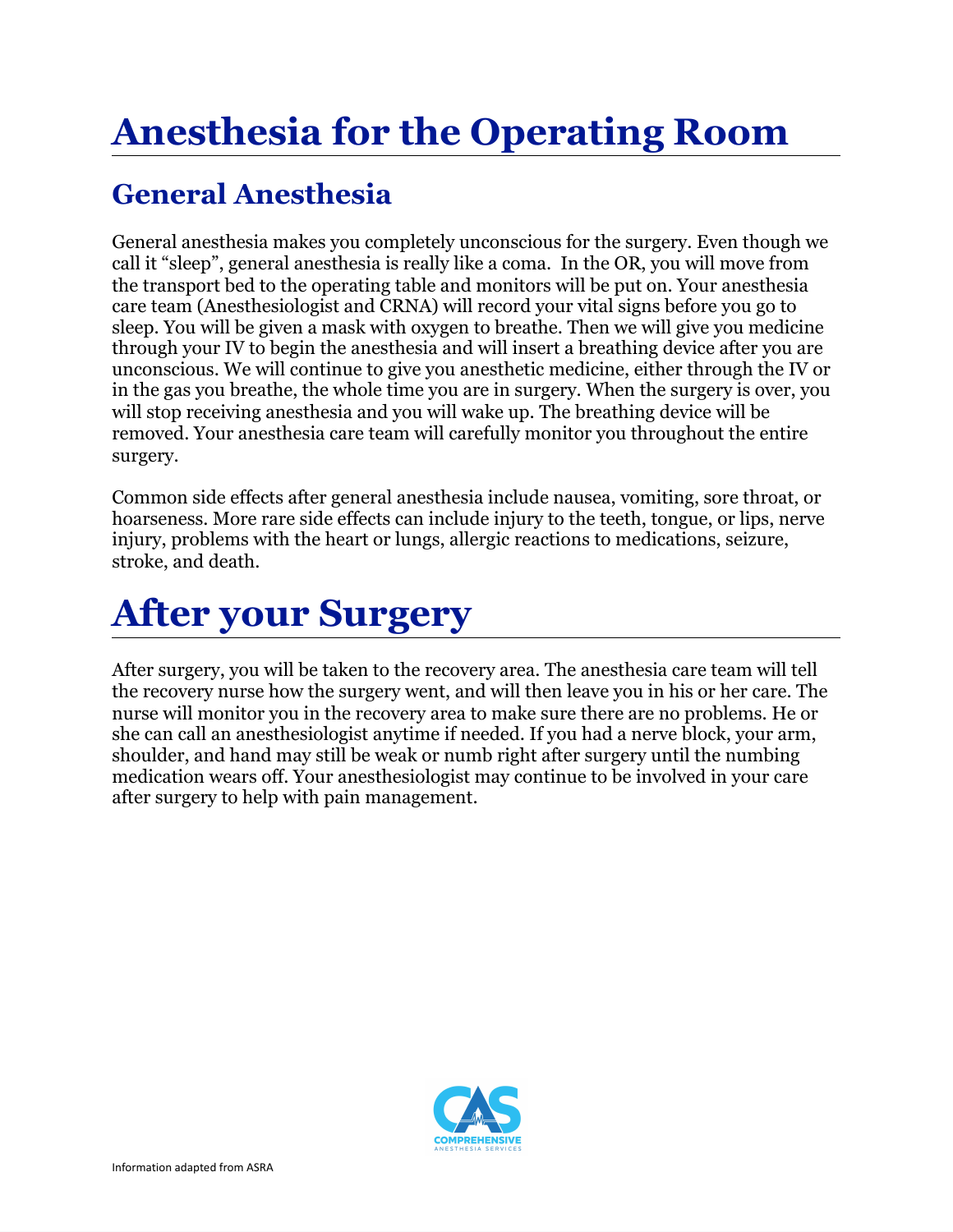# Anesthesia for the Operating Room

## General Anesthesia

General anesthesia makes you completely unconscious for the surgery. Even though we call it “sleep”, general anesthesia is really like a coma. In the OR, you will move from the transport bed to the operating table and monitors will be put on. Your anesthesia care team (Anesthesiologist and CRNA) will record your vital signs before you go to sleep. You will be given a mask with oxygen to breathe. Then we will give you medicine through your IV to begin the anesthesia and will insert a breathing device after you are unconscious. We will continue to give you anesthetic medicine, either through the IV or in the gas you breathe, the whole time you are in surgery. When the surgery is over, you will stop receiving anesthesia and you will wake up. The breathing device will be removed. Your anesthesia care team will carefully monitor you throughout the entire surgery.

Common side effects after general anesthesia include nausea, vomiting, sore throat, or hoarseness. More rare side effects can include injury to the teeth, tongue, or lips, nerve injury, problems with the heart or lungs, allergic reactions to medications, seizure, stroke, and death.

# After your Surgery

After surgery, you will be taken to the recovery area. The anesthesia care team will tell the recovery nurse how the surgery went, and will then leave you in his or her care. The nurse will monitor you in the recovery area to make sure there are no problems. He or she can call an anesthesiologist anytime if needed. If you had a nerve block, your arm, shoulder, and hand may still be weak or numb right after surgery until the numbing medication wears off. Your anesthesiologist may continue to be involved in your care after surgery to help with pain management.

CAS
COMPREHENSIVE
ANESTHESIA SERVICES

Information adapted from ASRA